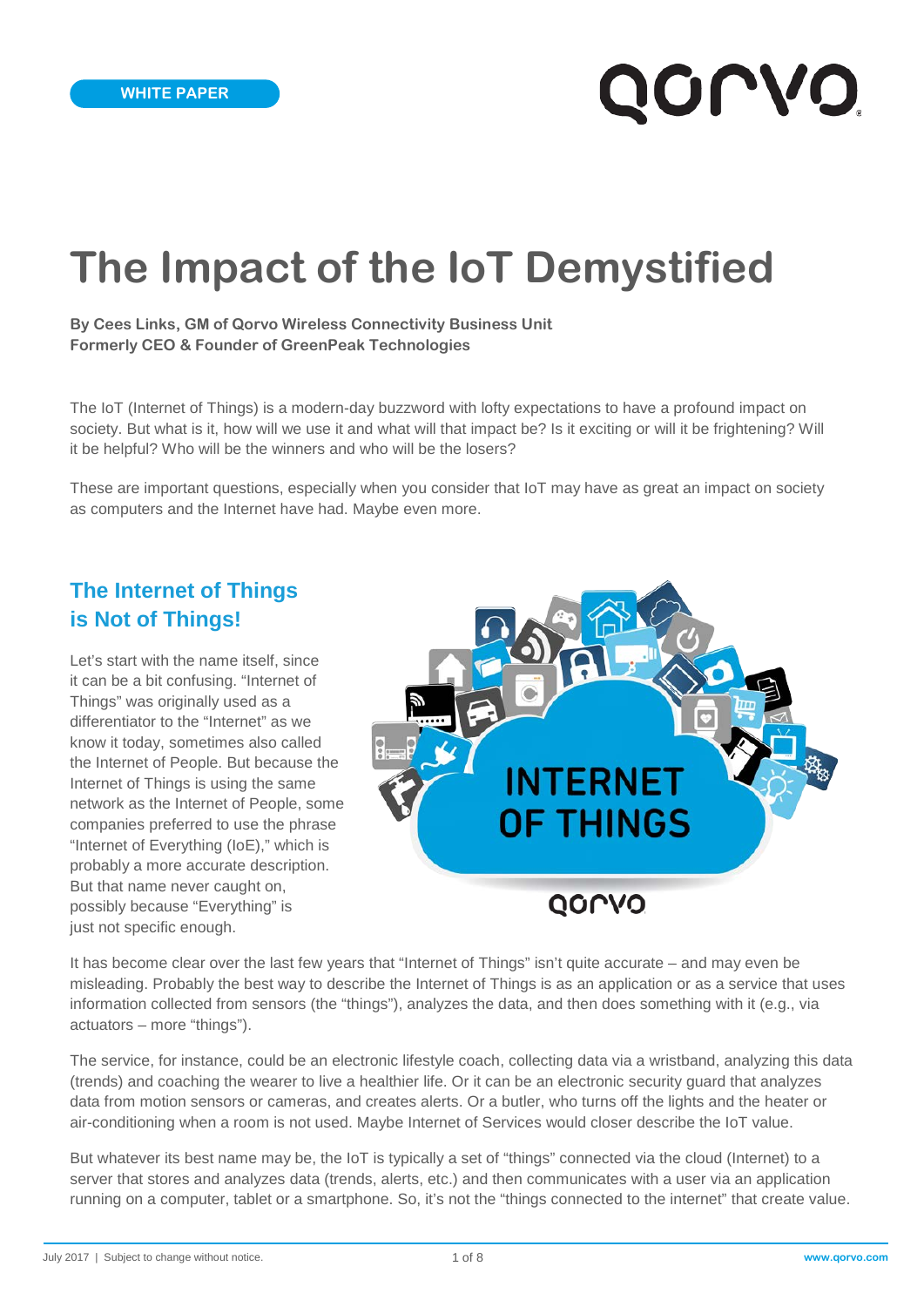WHITE PAPER

# The Impact of the IoT Demystified

**By Cees Links, GM of Qorvo Wireless Connectivity Business Unit**
**Formerly CEO & Founder of GreenPeak Technologies**

The IoT (Internet of Things) is a modern-day buzzword with lofty expectations to have a profound impact on society. But what is it, how will we use it and what will that impact be? Is it exciting or will it be frightening? Will it be helpful? Who will be the winners and who will be the losers?

These are important questions, especially when you consider that IoT may have as great an impact on society as computers and the Internet have had. Maybe even more.

## The Internet of Things is Not of Things!

Let's start with the name itself, since it can be a bit confusing. "Internet of Things" was originally used as a differentiator to the "Internet" as we know it today, sometimes also called the Internet of People. But because the Internet of Things is using the same network as the Internet of People, some companies preferred to use the phrase "Internet of Everything (IoE)," which is probably a more accurate description. But that name never caught on, possibly because "Everything" is just not specific enough.

It has become clear over the last few years that "Internet of Things" isn't quite accurate – and may even be misleading. Probably the best way to describe the Internet of Things is as an application or as a service that uses information collected from sensors (the "things"), analyzes the data, and then does something with it (e.g., via actuators – more "things").

The service, for instance, could be an electronic lifestyle coach, collecting data via a wristband, analyzing this data (trends) and coaching the wearer to live a healthier life. Or it can be an electronic security guard that analyzes data from motion sensors or cameras, and creates alerts. Or a butler, who turns off the lights and the heater or air-conditioning when a room is not used. Maybe Internet of Services would closer describe the IoT value.

But whatever its best name may be, the IoT is typically a set of "things" connected via the cloud (Internet) to a server that stores and analyzes data (trends, alerts, etc.) and then communicates with a user via an application running on a computer, tablet or a smartphone. So, it's not the "things connected to the internet" that create value.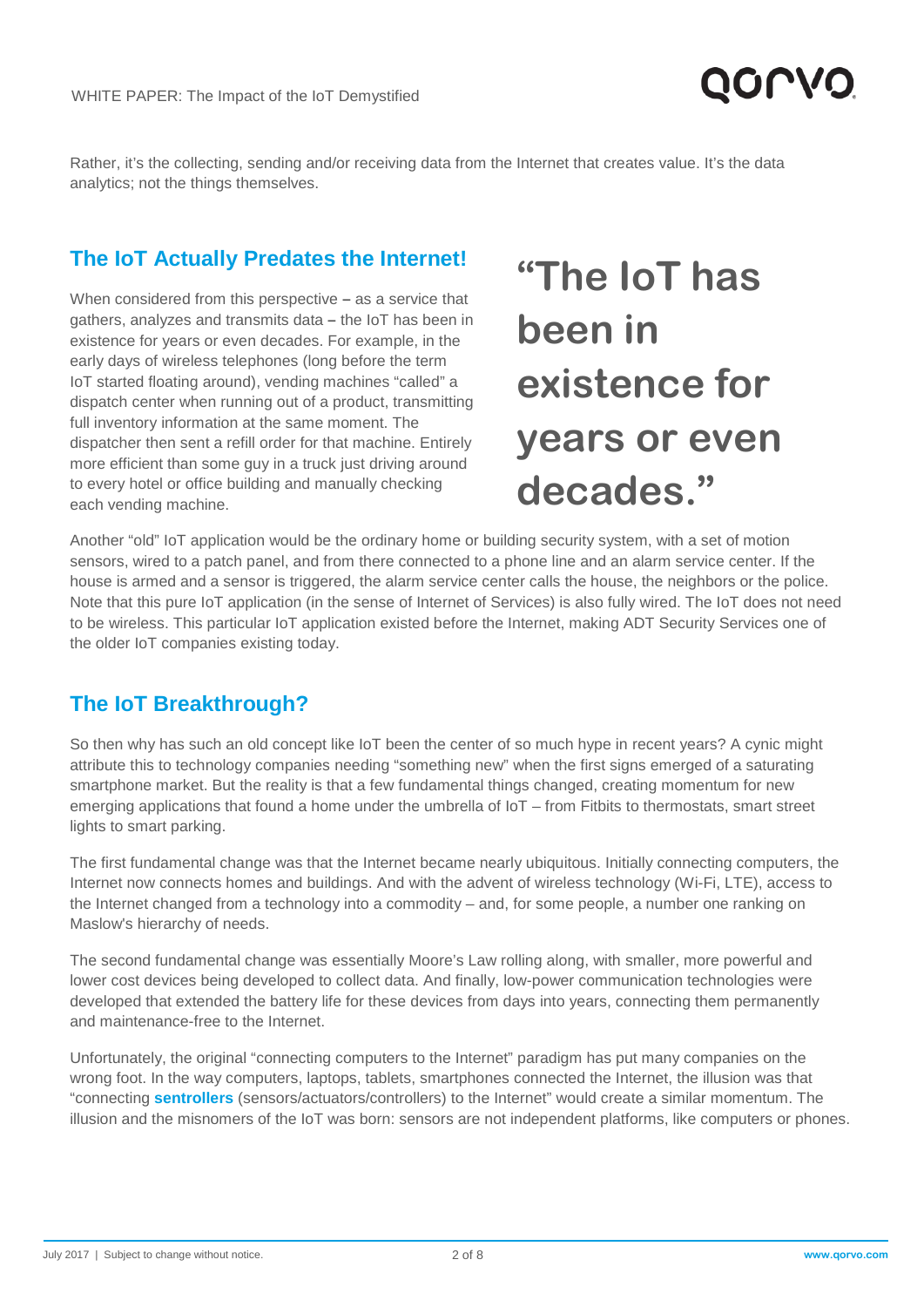Rather, it's the collecting, sending and/or receiving data from the Internet that creates value. It's the data analytics; not the things themselves.

## The IoT Actually Predates the Internet!

When considered from this perspective – as a service that gathers, analyzes and transmits data – the IoT has been in existence for years or even decades. For example, in the early days of wireless telephones (long before the term IoT started floating around), vending machines "called" a dispatch center when running out of a product, transmitting full inventory information at the same moment. The dispatcher then sent a refill order for that machine. Entirely more efficient than some guy in a truck just driving around to every hotel or office building and manually checking each vending machine.

> **"The IoT has been in existence for years or even decades."**

Another "old" IoT application would be the ordinary home or building security system, with a set of motion sensors, wired to a patch panel, and from there connected to a phone line and an alarm service center. If the house is armed and a sensor is triggered, the alarm service center calls the house, the neighbors or the police. Note that this pure IoT application (in the sense of Internet of Services) is also fully wired. The IoT does not need to be wireless. This particular IoT application existed before the Internet, making ADT Security Services one of the older IoT companies existing today.

## The IoT Breakthrough?

So then why has such an old concept like IoT been the center of so much hype in recent years? A cynic might attribute this to technology companies needing "something new" when the first signs emerged of a saturating smartphone market. But the reality is that a few fundamental things changed, creating momentum for new emerging applications that found a home under the umbrella of IoT – from Fitbits to thermostats, smart street lights to smart parking.

The first fundamental change was that the Internet became nearly ubiquitous. Initially connecting computers, the Internet now connects homes and buildings. And with the advent of wireless technology (Wi-Fi, LTE), access to the Internet changed from a technology into a commodity – and, for some people, a number one ranking on Maslow's hierarchy of needs.

The second fundamental change was essentially Moore's Law rolling along, with smaller, more powerful and lower cost devices being developed to collect data. And finally, low-power communication technologies were developed that extended the battery life for these devices from days into years, connecting them permanently and maintenance-free to the Internet.

Unfortunately, the original "connecting computers to the Internet" paradigm has put many companies on the wrong foot. In the way computers, laptops, tablets, smartphones connected the Internet, the illusion was that "connecting **sentrollers** (sensors/actuators/controllers) to the Internet" would create a similar momentum. The illusion and the misnomers of the IoT was born: sensors are not independent platforms, like computers or phones.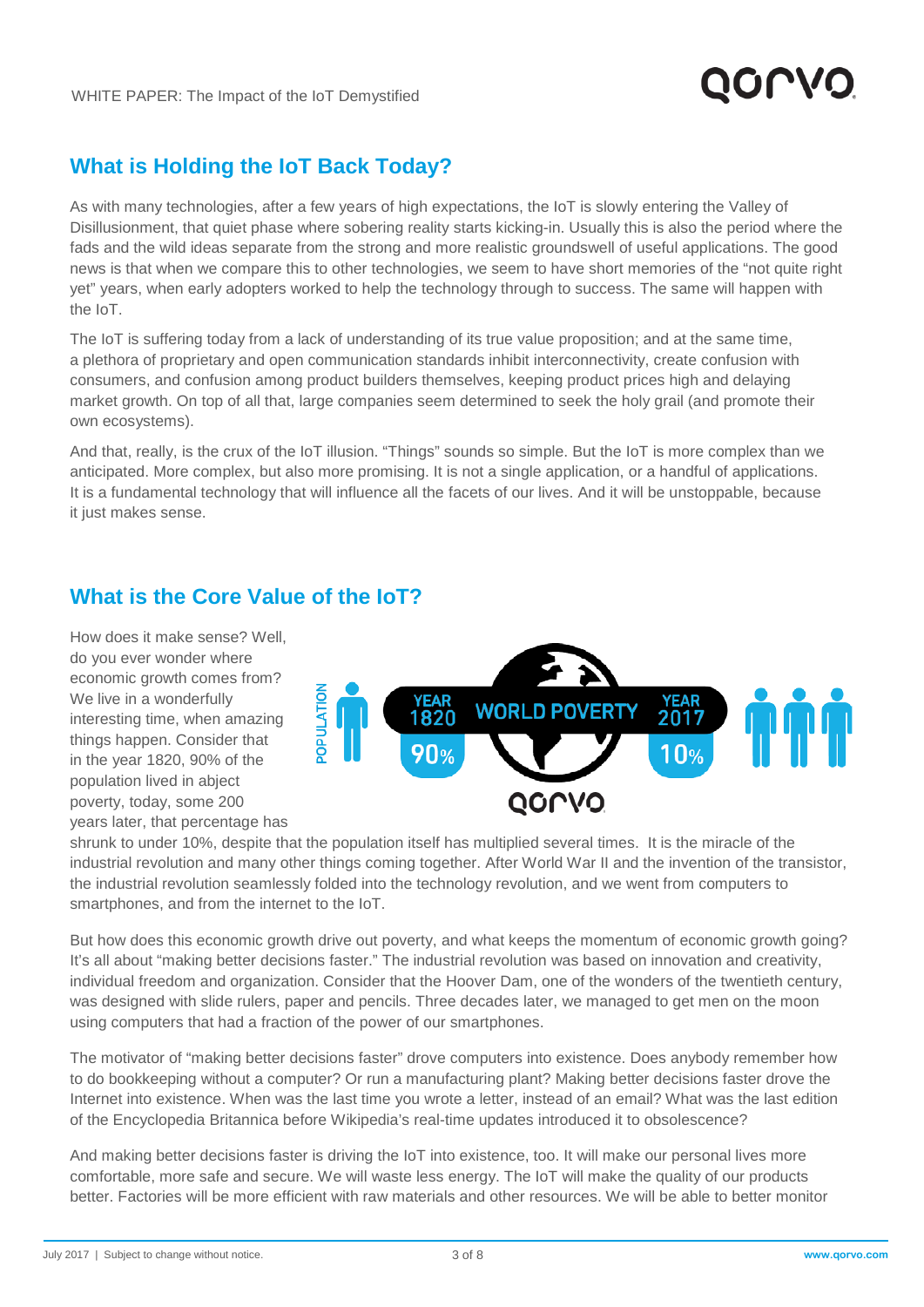## What is Holding the IoT Back Today?

As with many technologies, after a few years of high expectations, the IoT is slowly entering the Valley of Disillusionment, that quiet phase where sobering reality starts kicking-in. Usually this is also the period where the fads and the wild ideas separate from the strong and more realistic groundswell of useful applications. The good news is that when we compare this to other technologies, we seem to have short memories of the "not quite right yet" years, when early adopters worked to help the technology through to success. The same will happen with the IoT.

The IoT is suffering today from a lack of understanding of its true value proposition; and at the same time, a plethora of proprietary and open communication standards inhibit interconnectivity, create confusion with consumers, and confusion among product builders themselves, keeping product prices high and delaying market growth. On top of all that, large companies seem determined to seek the holy grail (and promote their own ecosystems).

And that, really, is the crux of the IoT illusion. "Things" sounds so simple. But the IoT is more complex than we anticipated. More complex, but also more promising. It is not a single application, or a handful of applications. It is a fundamental technology that will influence all the facets of our lives. And it will be unstoppable, because it just makes sense.

## What is the Core Value of the IoT?

How does it make sense? Well, do you ever wonder where economic growth comes from? We live in a wonderfully interesting time, when amazing things happen. Consider that in the year 1820, 90% of the population lived in abject poverty, today, some 200 years later, that percentage has shrunk to under 10%, despite that the population itself has multiplied several times. It is the miracle of the industrial revolution and many other things coming together. After World War II and the invention of the transistor, the industrial revolution seamlessly folded into the technology revolution, and we went from computers to smartphones, and from the internet to the IoT.

But how does this economic growth drive out poverty, and what keeps the momentum of economic growth going? It's all about "making better decisions faster." The industrial revolution was based on innovation and creativity, individual freedom and organization. Consider that the Hoover Dam, one of the wonders of the twentieth century, was designed with slide rulers, paper and pencils. Three decades later, we managed to get men on the moon using computers that had a fraction of the power of our smartphones.

The motivator of "making better decisions faster" drove computers into existence. Does anybody remember how to do bookkeeping without a computer? Or run a manufacturing plant? Making better decisions faster drove the Internet into existence. When was the last time you wrote a letter, instead of an email? What was the last edition of the Encyclopedia Britannica before Wikipedia's real-time updates introduced it to obsolescence?

And making better decisions faster is driving the IoT into existence, too. It will make our personal lives more comfortable, more safe and secure. We will waste less energy. The IoT will make the quality of our products better. Factories will be more efficient with raw materials and other resources. We will be able to better monitor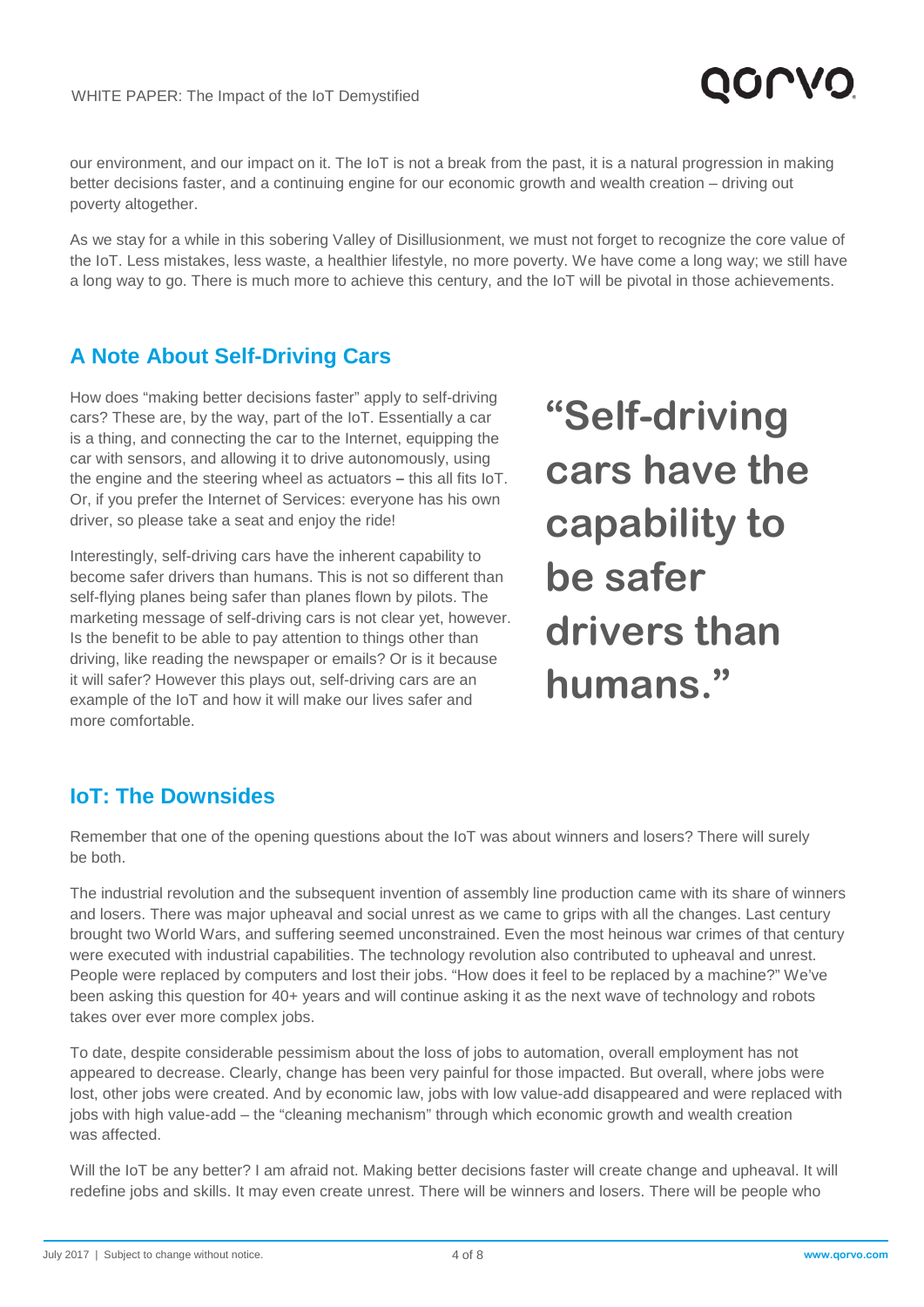our environment, and our impact on it. The IoT is not a break from the past, it is a natural progression in making better decisions faster, and a continuing engine for our economic growth and wealth creation – driving out poverty altogether.

As we stay for a while in this sobering Valley of Disillusionment, we must not forget to recognize the core value of the IoT. Less mistakes, less waste, a healthier lifestyle, no more poverty. We have come a long way; we still have a long way to go. There is much more to achieve this century, and the IoT will be pivotal in those achievements.

## A Note About Self-Driving Cars

How does "making better decisions faster" apply to self-driving cars? These are, by the way, part of the IoT. Essentially a car is a thing, and connecting the car to the Internet, equipping the car with sensors, and allowing it to drive autonomously, using the engine and the steering wheel as actuators – this all fits IoT. Or, if you prefer the Internet of Services: everyone has his own driver, so please take a seat and enjoy the ride!

Interestingly, self-driving cars have the inherent capability to become safer drivers than humans. This is not so different than self-flying planes being safer than planes flown by pilots. The marketing message of self-driving cars is not clear yet, however. Is the benefit to be able to pay attention to things other than driving, like reading the newspaper or emails? Or is it because it will safer? However this plays out, self-driving cars are an example of the IoT and how it will make our lives safer and more comfortable.

**"Self-driving cars have the capability to be safer drivers than humans."**

## IoT: The Downsides

Remember that one of the opening questions about the IoT was about winners and losers? There will surely be both.

The industrial revolution and the subsequent invention of assembly line production came with its share of winners and losers. There was major upheaval and social unrest as we came to grips with all the changes. Last century brought two World Wars, and suffering seemed unconstrained. Even the most heinous war crimes of that century were executed with industrial capabilities. The technology revolution also contributed to upheaval and unrest. People were replaced by computers and lost their jobs. "How does it feel to be replaced by a machine?" We've been asking this question for 40+ years and will continue asking it as the next wave of technology and robots takes over ever more complex jobs.

To date, despite considerable pessimism about the loss of jobs to automation, overall employment has not appeared to decrease. Clearly, change has been very painful for those impacted. But overall, where jobs were lost, other jobs were created. And by economic law, jobs with low value-add disappeared and were replaced with jobs with high value-add – the "cleaning mechanism" through which economic growth and wealth creation was affected.

Will the IoT be any better? I am afraid not. Making better decisions faster will create change and upheaval. It will redefine jobs and skills. It may even create unrest. There will be winners and losers. There will be people who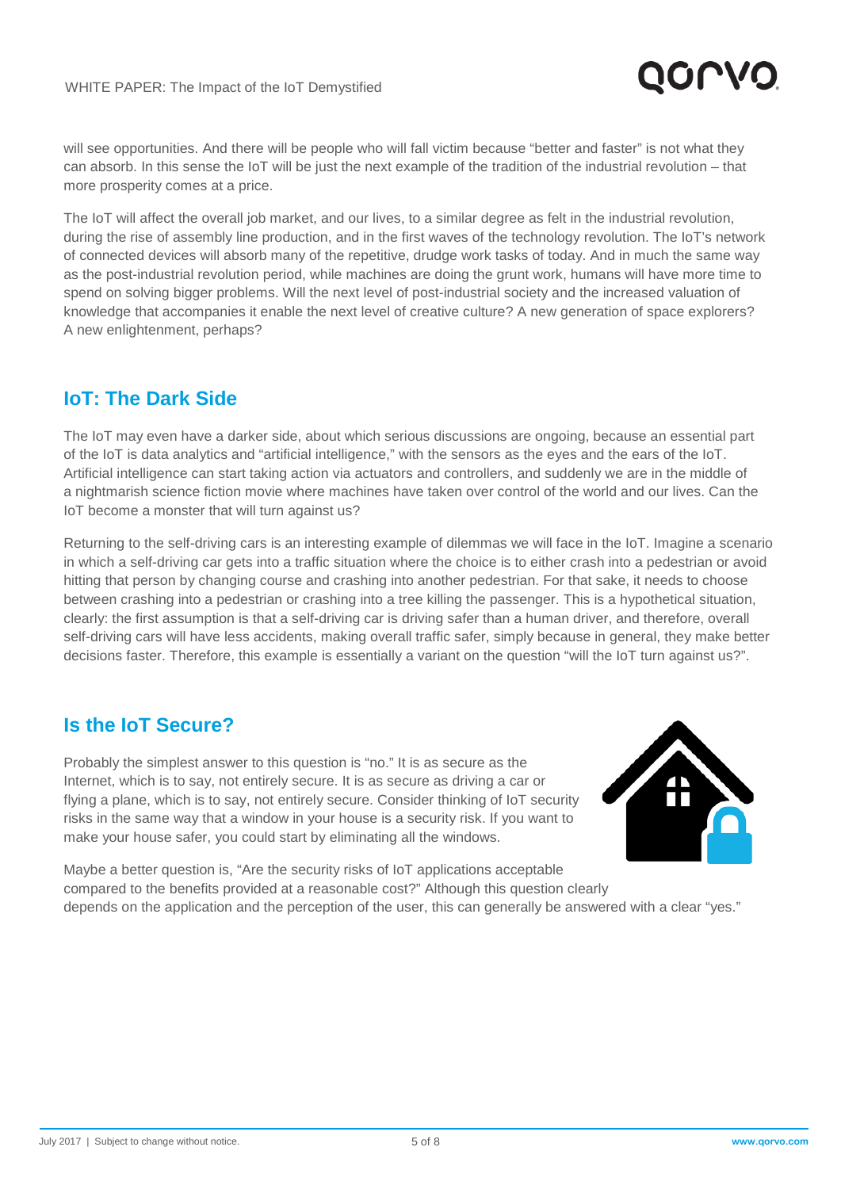will see opportunities. And there will be people who will fall victim because "better and faster" is not what they can absorb. In this sense the IoT will be just the next example of the tradition of the industrial revolution – that more prosperity comes at a price.

The IoT will affect the overall job market, and our lives, to a similar degree as felt in the industrial revolution, during the rise of assembly line production, and in the first waves of the technology revolution. The IoT's network of connected devices will absorb many of the repetitive, drudge work tasks of today. And in much the same way as the post-industrial revolution period, while machines are doing the grunt work, humans will have more time to spend on solving bigger problems. Will the next level of post-industrial society and the increased valuation of knowledge that accompanies it enable the next level of creative culture? A new generation of space explorers? A new enlightenment, perhaps?

## IoT: The Dark Side

The IoT may even have a darker side, about which serious discussions are ongoing, because an essential part of the IoT is data analytics and "artificial intelligence," with the sensors as the eyes and the ears of the IoT. Artificial intelligence can start taking action via actuators and controllers, and suddenly we are in the middle of a nightmarish science fiction movie where machines have taken over control of the world and our lives. Can the IoT become a monster that will turn against us?

Returning to the self-driving cars is an interesting example of dilemmas we will face in the IoT. Imagine a scenario in which a self-driving car gets into a traffic situation where the choice is to either crash into a pedestrian or avoid hitting that person by changing course and crashing into another pedestrian. For that sake, it needs to choose between crashing into a pedestrian or crashing into a tree killing the passenger. This is a hypothetical situation, clearly: the first assumption is that a self-driving car is driving safer than a human driver, and therefore, overall self-driving cars will have less accidents, making overall traffic safer, simply because in general, they make better decisions faster. Therefore, this example is essentially a variant on the question "will the IoT turn against us?".

## Is the IoT Secure?

Probably the simplest answer to this question is "no." It is as secure as the Internet, which is to say, not entirely secure. It is as secure as driving a car or flying a plane, which is to say, not entirely secure. Consider thinking of IoT security risks in the same way that a window in your house is a security risk. If you want to make your house safer, you could start by eliminating all the windows.

Maybe a better question is, "Are the security risks of IoT applications acceptable compared to the benefits provided at a reasonable cost?" Although this question clearly depends on the application and the perception of the user, this can generally be answered with a clear "yes."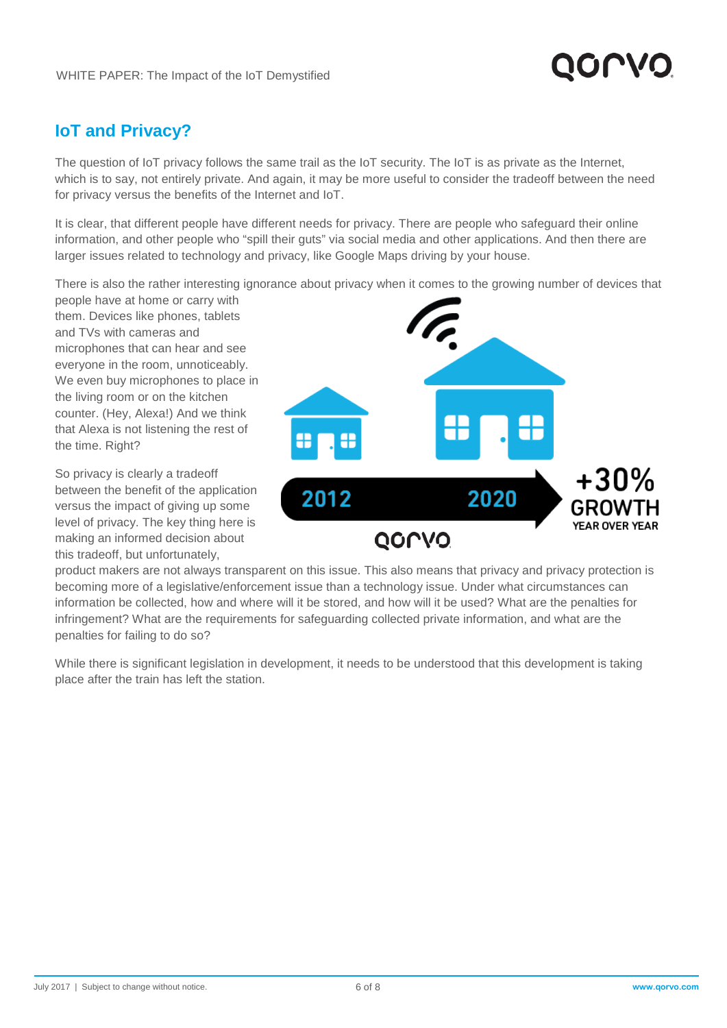## IoT and Privacy?

The question of IoT privacy follows the same trail as the IoT security. The IoT is as private as the Internet, which is to say, not entirely private. And again, it may be more useful to consider the tradeoff between the need for privacy versus the benefits of the Internet and IoT.

It is clear, that different people have different needs for privacy. There are people who safeguard their online information, and other people who "spill their guts" via social media and other applications. And then there are larger issues related to technology and privacy, like Google Maps driving by your house.

There is also the rather interesting ignorance about privacy when it comes to the growing number of devices that people have at home or carry with them. Devices like phones, tablets and TVs with cameras and microphones that can hear and see everyone in the room, unnoticeably. We even buy microphones to place in the living room or on the kitchen counter. (Hey, Alexa!) And we think that Alexa is not listening the rest of the time. Right?

So privacy is clearly a tradeoff between the benefit of the application versus the impact of giving up some level of privacy. The key thing here is making an informed decision about this tradeoff, but unfortunately, product makers are not always transparent on this issue. This also means that privacy and privacy protection is becoming more of a legislative/enforcement issue than a technology issue. Under what circumstances can information be collected, how and where will it be stored, and how will it be used? What are the penalties for infringement? What are the requirements for safeguarding collected private information, and what are the penalties for failing to do so?

While there is significant legislation in development, it needs to be understood that this development is taking place after the train has left the station.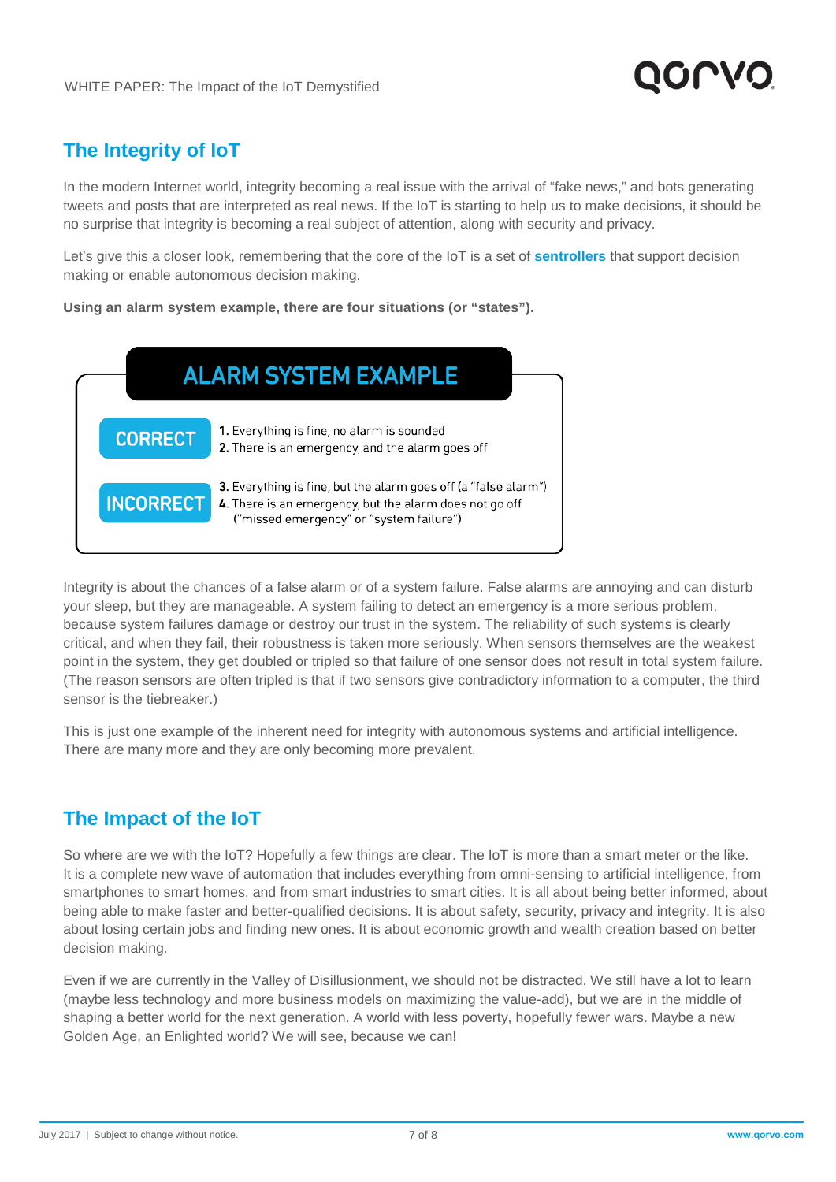## The Integrity of IoT

In the modern Internet world, integrity becoming a real issue with the arrival of "fake news," and bots generating tweets and posts that are interpreted as real news. If the IoT is starting to help us to make decisions, it should be no surprise that integrity is becoming a real subject of attention, along with security and privacy.

Let's give this a closer look, remembering that the core of the IoT is a set of **sentrollers** that support decision making or enable autonomous decision making.

**Using an alarm system example, there are four situations (or "states").**

### ALARM SYSTEM EXAMPLE

**CORRECT**

1. Everything is fine, no alarm is sounded
2. There is an emergency, and the alarm goes off

**INCORRECT**

3. Everything is fine, but the alarm goes off (a "false alarm")
4. There is an emergency, but the alarm does not go off ("missed emergency" or "system failure")

Integrity is about the chances of a false alarm or of a system failure. False alarms are annoying and can disturb your sleep, but they are manageable. A system failing to detect an emergency is a more serious problem, because system failures damage or destroy our trust in the system. The reliability of such systems is clearly critical, and when they fail, their robustness is taken more seriously. When sensors themselves are the weakest point in the system, they get doubled or tripled so that failure of one sensor does not result in total system failure. (The reason sensors are often tripled is that if two sensors give contradictory information to a computer, the third sensor is the tiebreaker.)

This is just one example of the inherent need for integrity with autonomous systems and artificial intelligence. There are many more and they are only becoming more prevalent.

## The Impact of the IoT

So where are we with the IoT? Hopefully a few things are clear. The IoT is more than a smart meter or the like. It is a complete new wave of automation that includes everything from omni-sensing to artificial intelligence, from smartphones to smart homes, and from smart industries to smart cities. It is all about being better informed, about being able to make faster and better-qualified decisions. It is about safety, security, privacy and integrity. It is also about losing certain jobs and finding new ones. It is about economic growth and wealth creation based on better decision making.

Even if we are currently in the Valley of Disillusionment, we should not be distracted. We still have a lot to learn (maybe less technology and more business models on maximizing the value-add), but we are in the middle of shaping a better world for the next generation. A world with less poverty, hopefully fewer wars. Maybe a new Golden Age, an Enlighted world? We will see, because we can!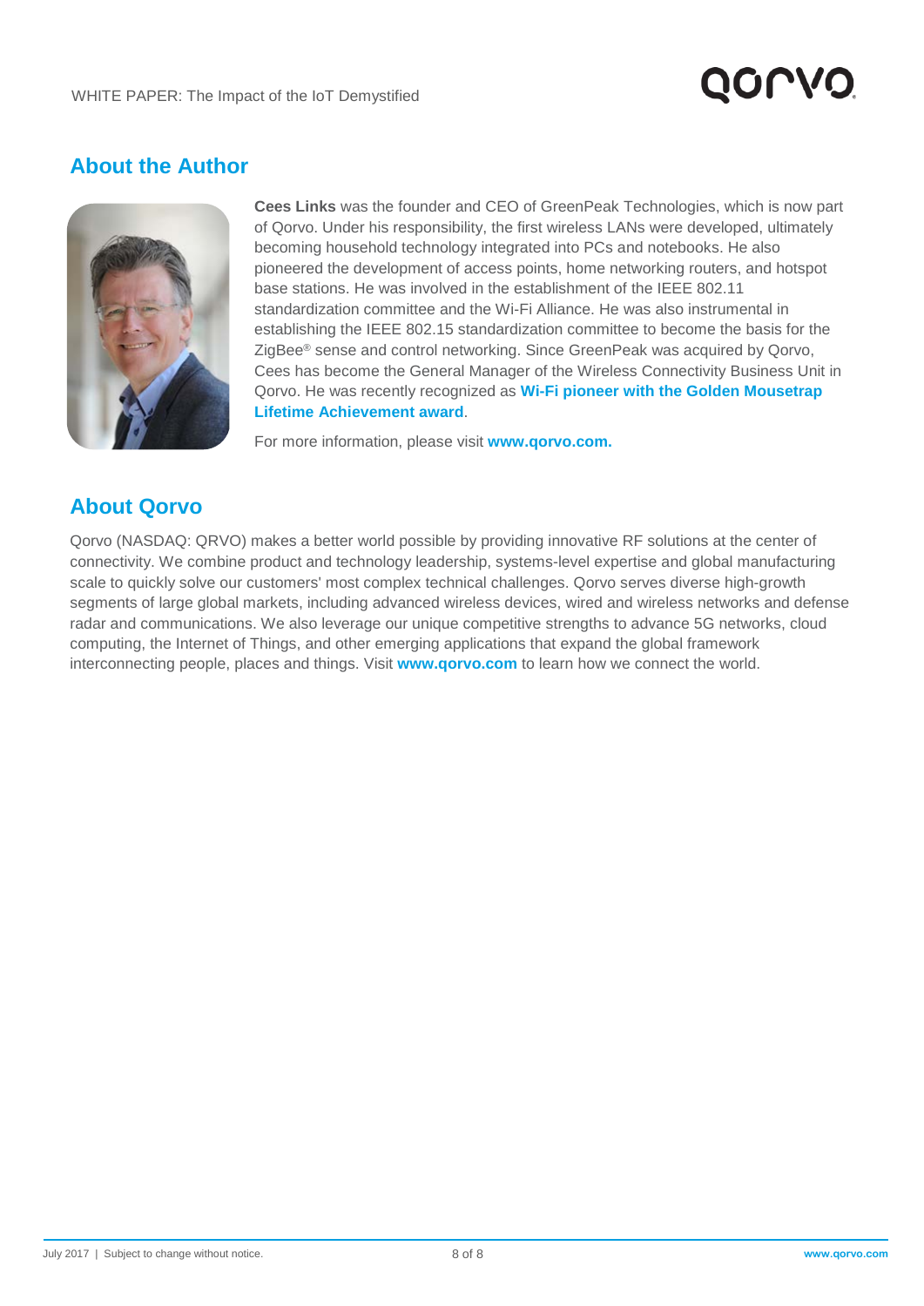## About the Author

**Cees Links** was the founder and CEO of GreenPeak Technologies, which is now part of Qorvo. Under his responsibility, the first wireless LANs were developed, ultimately becoming household technology integrated into PCs and notebooks. He also pioneered the development of access points, home networking routers, and hotspot base stations. He was involved in the establishment of the IEEE 802.11 standardization committee and the Wi-Fi Alliance. He was also instrumental in establishing the IEEE 802.15 standardization committee to become the basis for the ZigBee® sense and control networking. Since GreenPeak was acquired by Qorvo, Cees has become the General Manager of the Wireless Connectivity Business Unit in Qorvo. He was recently recognized as **Wi-Fi pioneer with the Golden Mousetrap Lifetime Achievement award**.

For more information, please visit **www.qorvo.com.**

## About Qorvo

Qorvo (NASDAQ: QRVO) makes a better world possible by providing innovative RF solutions at the center of connectivity. We combine product and technology leadership, systems-level expertise and global manufacturing scale to quickly solve our customers' most complex technical challenges. Qorvo serves diverse high-growth segments of large global markets, including advanced wireless devices, wired and wireless networks and defense radar and communications. We also leverage our unique competitive strengths to advance 5G networks, cloud computing, the Internet of Things, and other emerging applications that expand the global framework interconnecting people, places and things. Visit **www.qorvo.com** to learn how we connect the world.

July 2017 | Subject to change without notice.